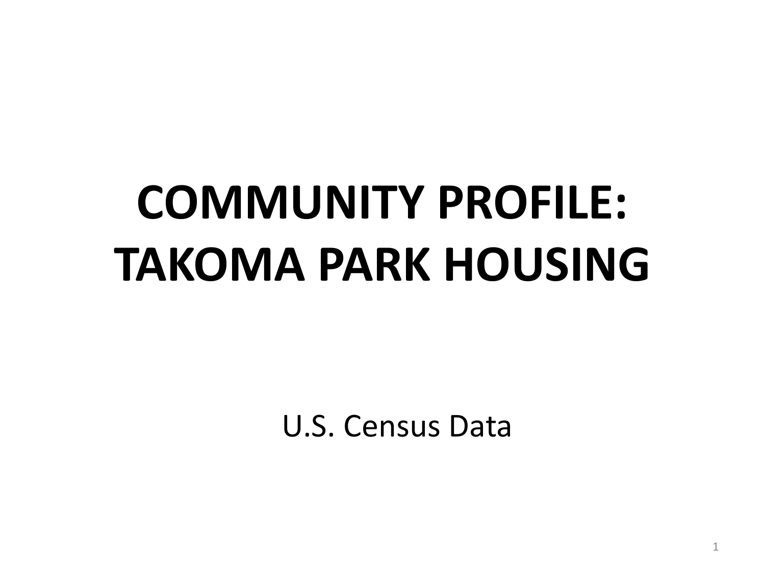# COMMUNITY PROFILE: TAKOMA PARK HOUSING

U.S. Census Data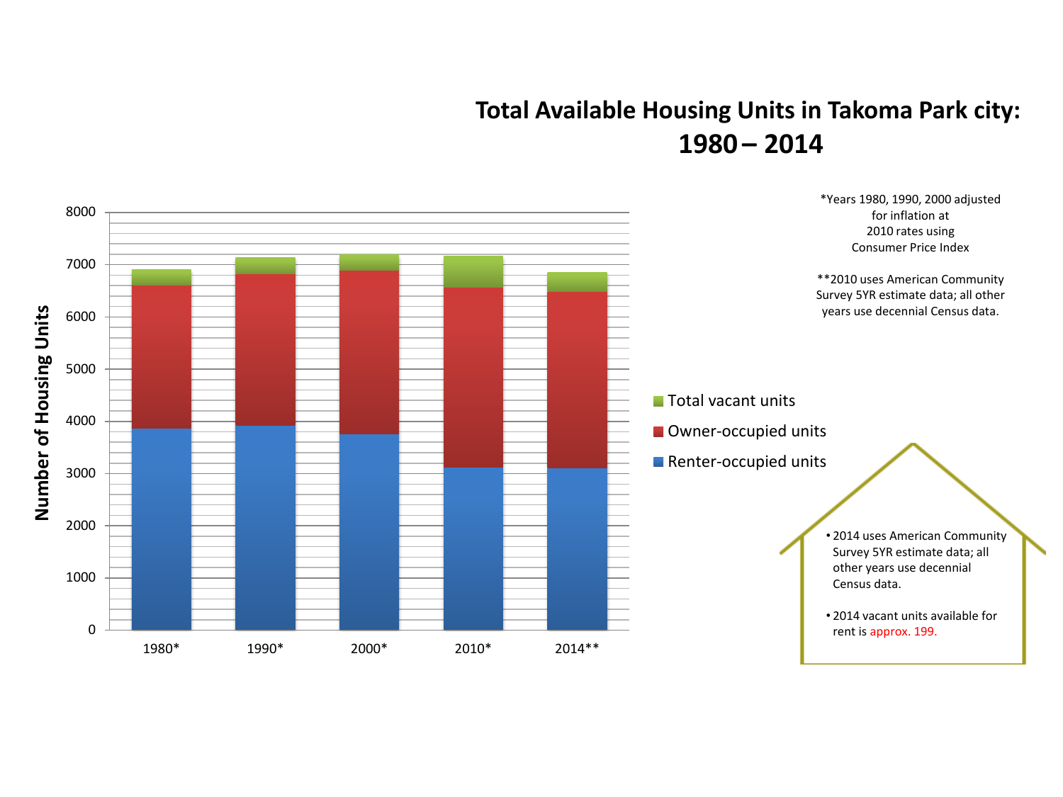# Total Available Housing Units in Takoma Park city: 1980 – 2014

*Years 1980, 1990, 2000 adjusted for inflation at 2010 rates using Consumer Price Index

**2010 uses American Community Survey 5YR estimate data; all other years use decennial Census data.

Number of Housing Units

8000
7000
6000
5000
4000
3000
2000
1000
0

1980* 1990* 2000* 2010* 2014**

- Total vacant units
- Owner-occupied units
- Renter-occupied units

- 2014 uses American Community Survey 5YR estimate data; all other years use decennial Census data.
- 2014 vacant units available for rent is approx. 199.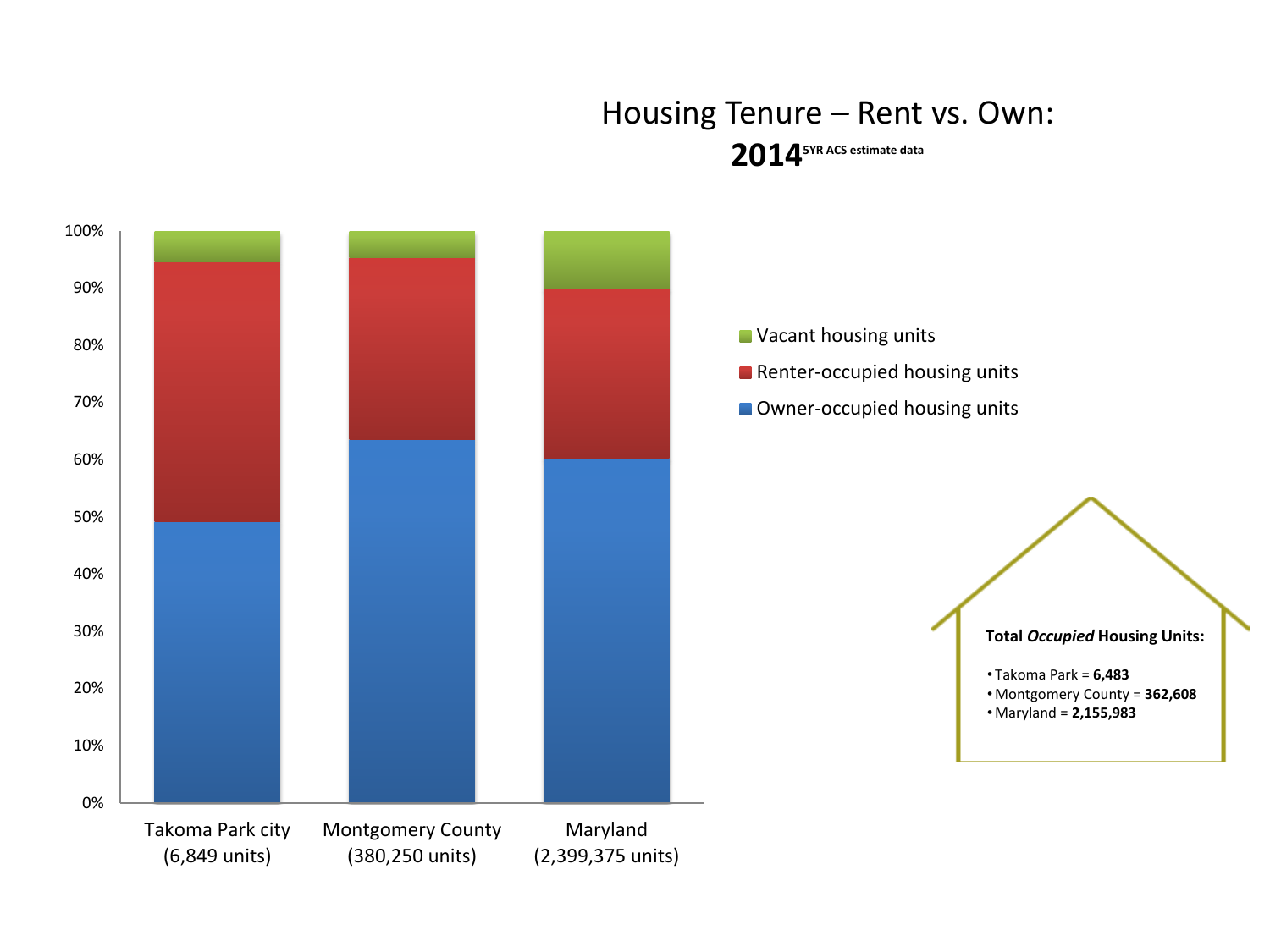# Housing Tenure – Rent vs. Own:

**2014** 5YR ACS estimate data

100%
90%
80%
70%
60%
50%
40%
30%
20%
10%
0%

- Vacant housing units
- Renter-occupied housing units
- Owner-occupied housing units

Takoma Park city (6,849 units)

Montgomery County (380,250 units)

Maryland (2,399,375 units)

**Total *Occupied* Housing Units:**

- Takoma Park = **6,483**
- Montgomery County = **362,608**
- Maryland = **2,155,983**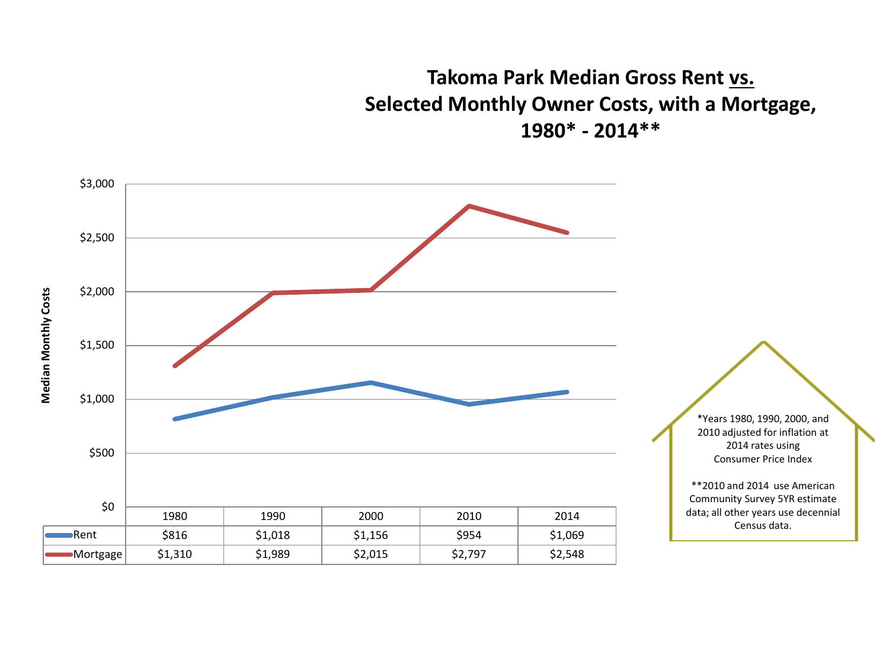# Takoma Park Median Gross Rent <u>vs.</u> Selected Monthly Owner Costs, with a Mortgage, 1980* - 2014**

Median Monthly Costs

| | 1980 | 1990 | 2000 | 2010 | 2014 |
|---|---|---|---|---|---|
| Rent | $816 | $1,018 | $1,156 | $954 | $1,069 |
| Mortgage | $1,310 | $1,989 | $2,015 | $2,797 | $2,548 |

*Years 1980, 1990, 2000, and 2010 adjusted for inflation at 2014 rates using Consumer Price Index

**2010 and 2014 use American Community Survey 5YR estimate data; all other years use decennial Census data.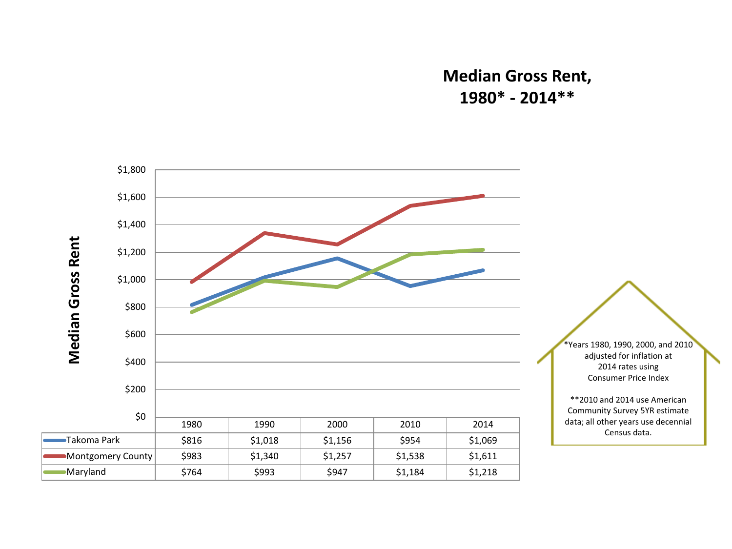# Median Gross Rent, 1980* - 2014**

| | 1980 | 1990 | 2000 | 2010 | 2014 |
|---|---|---|---|---|---|
| Takoma Park | $816 | $1,018 | $1,156 | $954 | $1,069 |
| Montgomery County | $983 | $1,340 | $1,257 | $1,538 | $1,611 |
| Maryland | $764 | $993 | $947 | $1,184 | $1,218 |

*Years 1980, 1990, 2000, and 2010 adjusted for inflation at 2014 rates using Consumer Price Index

**2010 and 2014 use American Community Survey 5YR estimate data; all other years use decennial Census data.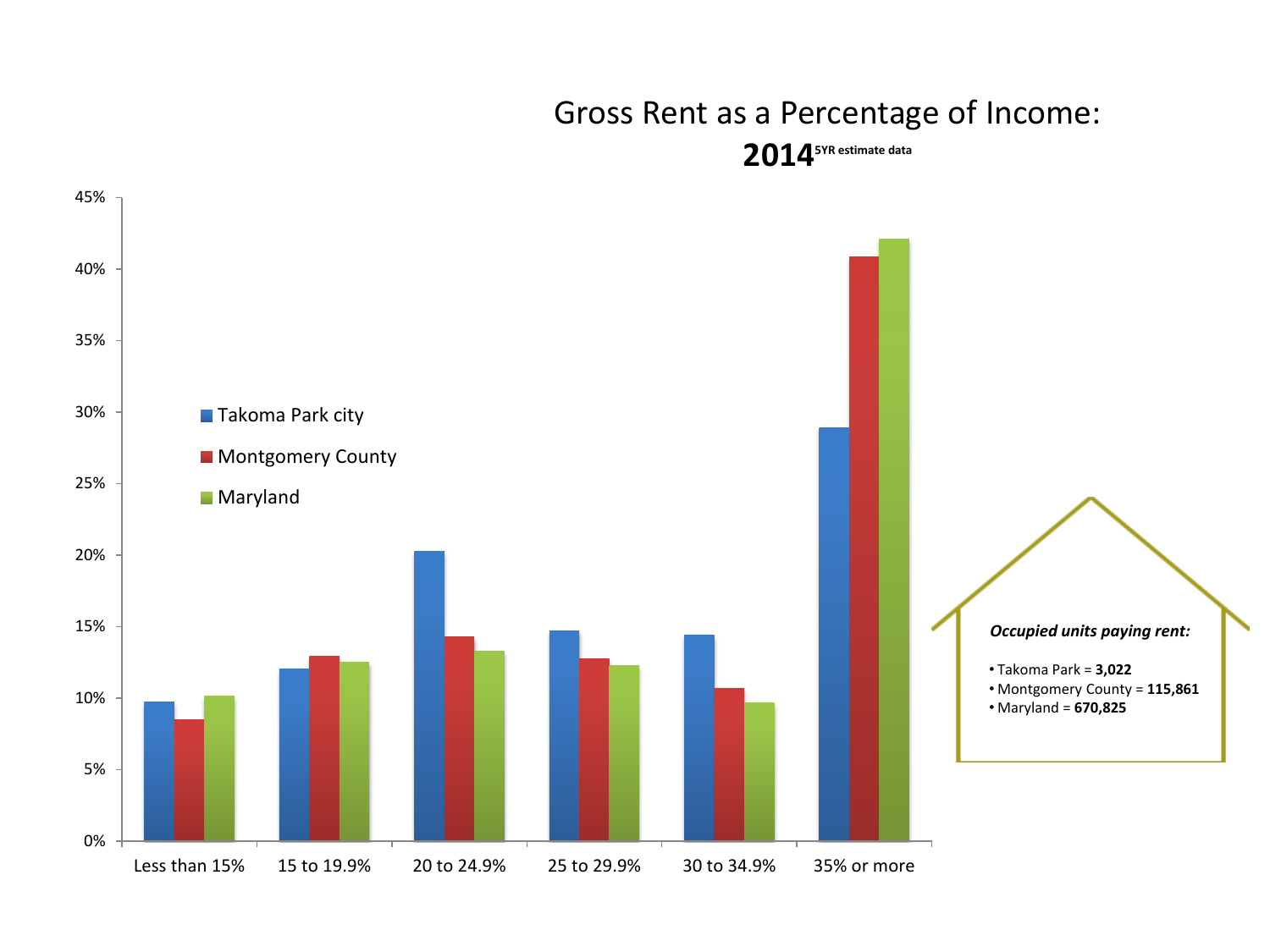# Gross Rent as a Percentage of Income: 2014 5YR estimate data

Takoma Park city | Montgomery County | Maryland

45%
40%
35%
30%
25%
20%
15%
10%
5%
0%

Less than 15% | 15 to 19.9% | 20 to 24.9% | 25 to 29.9% | 30 to 34.9% | 35% or more

***Occupied units paying rent:***

- Takoma Park = **3,022**
- Montgomery County = **115,861**
- Maryland = **670,825**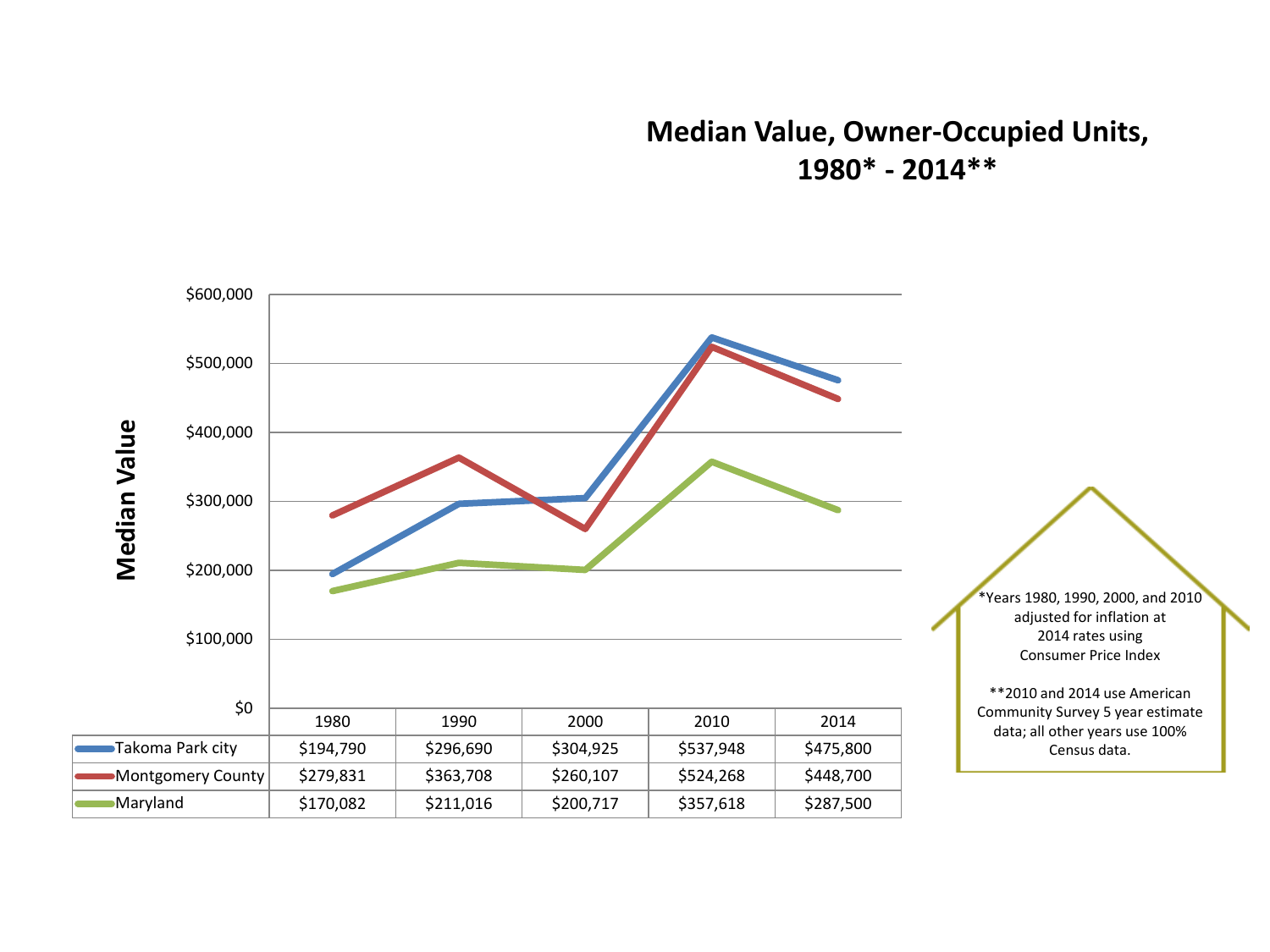# Median Value, Owner-Occupied Units, 1980* - 2014**

| | 1980 | 1990 | 2000 | 2010 | 2014 |
|---|---|---|---|---|---|
| Takoma Park city | $194,790 | $296,690 | $304,925 | $537,948 | $475,800 |
| Montgomery County | $279,831 | $363,708 | $260,107 | $524,268 | $448,700 |
| Maryland | $170,082 | $211,016 | $200,717 | $357,618 | $287,500 |

*Years 1980, 1990, 2000, and 2010 adjusted for inflation at 2014 rates using Consumer Price Index

**2010 and 2014 use American Community Survey 5 year estimate data; all other years use 100% Census data.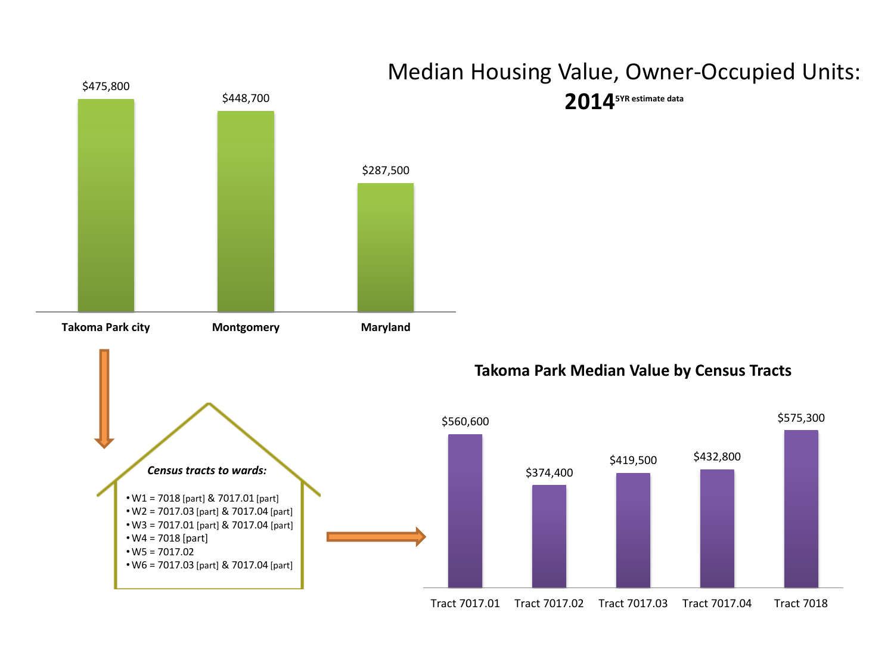# Median Housing Value, Owner-Occupied Units: 2014 5YR estimate data

| | Median Housing Value |
|---|---|
| Takoma Park city | $475,800 |
| Montgomery | $448,700 |
| Maryland | $287,500 |

*Census tracts to wards:*

- W1 = 7018 [part] & 7017.01 [part]
- W2 = 7017.03 [part] & 7017.04 [part]
- W3 = 7017.01 [part] & 7017.04 [part]
- W4 = 7018 [part]
- W5 = 7017.02
- W6 = 7017.03 [part] & 7017.04 [part]

## Takoma Park Median Value by Census Tracts

| Tract | Median Value |
|---|---|
| Tract 7017.01 | $560,600 |
| Tract 7017.02 | $374,400 |
| Tract 7017.03 | $419,500 |
| Tract 7017.04 | $432,800 |
| Tract 7018 | $575,300 |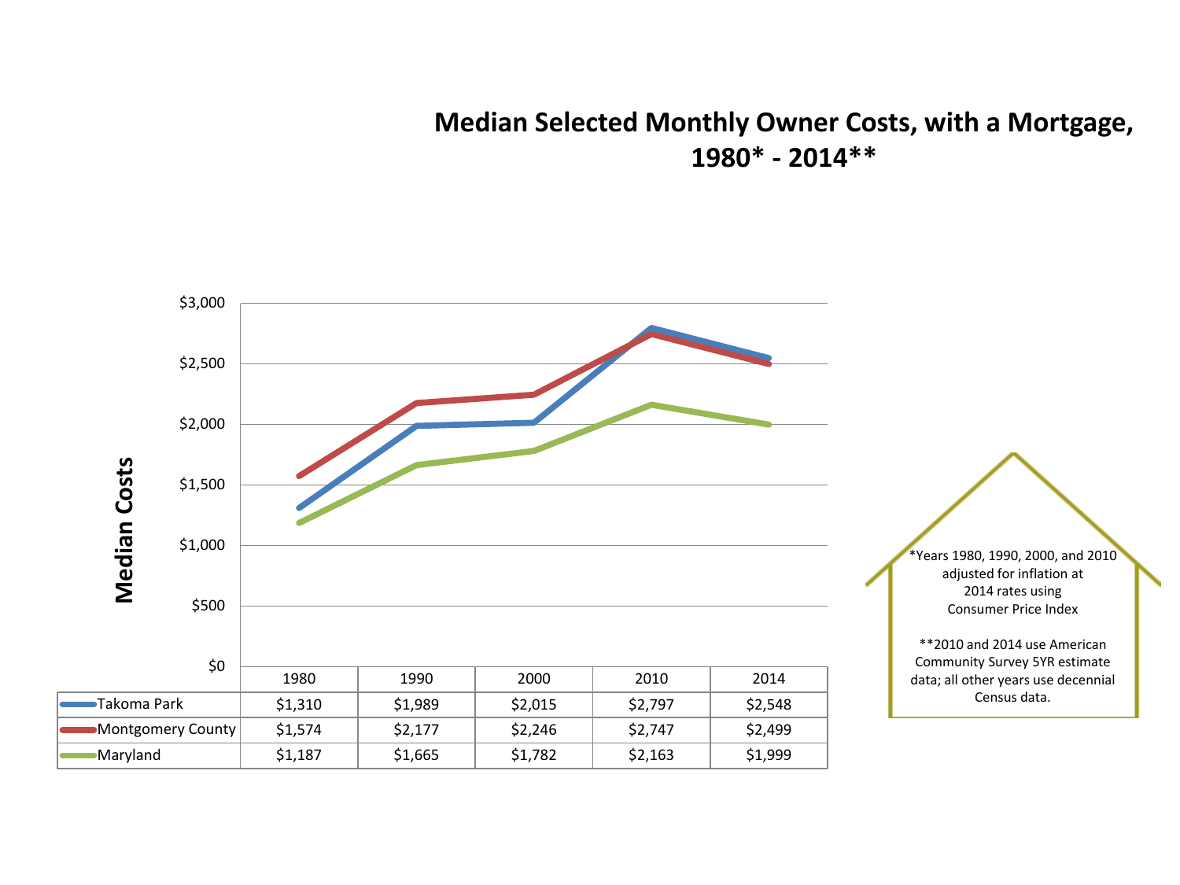# Median Selected Monthly Owner Costs, with a Mortgage, 1980* - 2014**

| | 1980 | 1990 | 2000 | 2010 | 2014 |
|---|---|---|---|---|---|
| Takoma Park | $1,310 | $1,989 | $2,015 | $2,797 | $2,548 |
| Montgomery County | $1,574 | $2,177 | $2,246 | $2,747 | $2,499 |
| Maryland | $1,187 | $1,665 | $1,782 | $2,163 | $1,999 |

*Years 1980, 1990, 2000, and 2010 adjusted for inflation at 2014 rates using Consumer Price Index

**2010 and 2014 use American Community Survey 5YR estimate data; all other years use decennial Census data.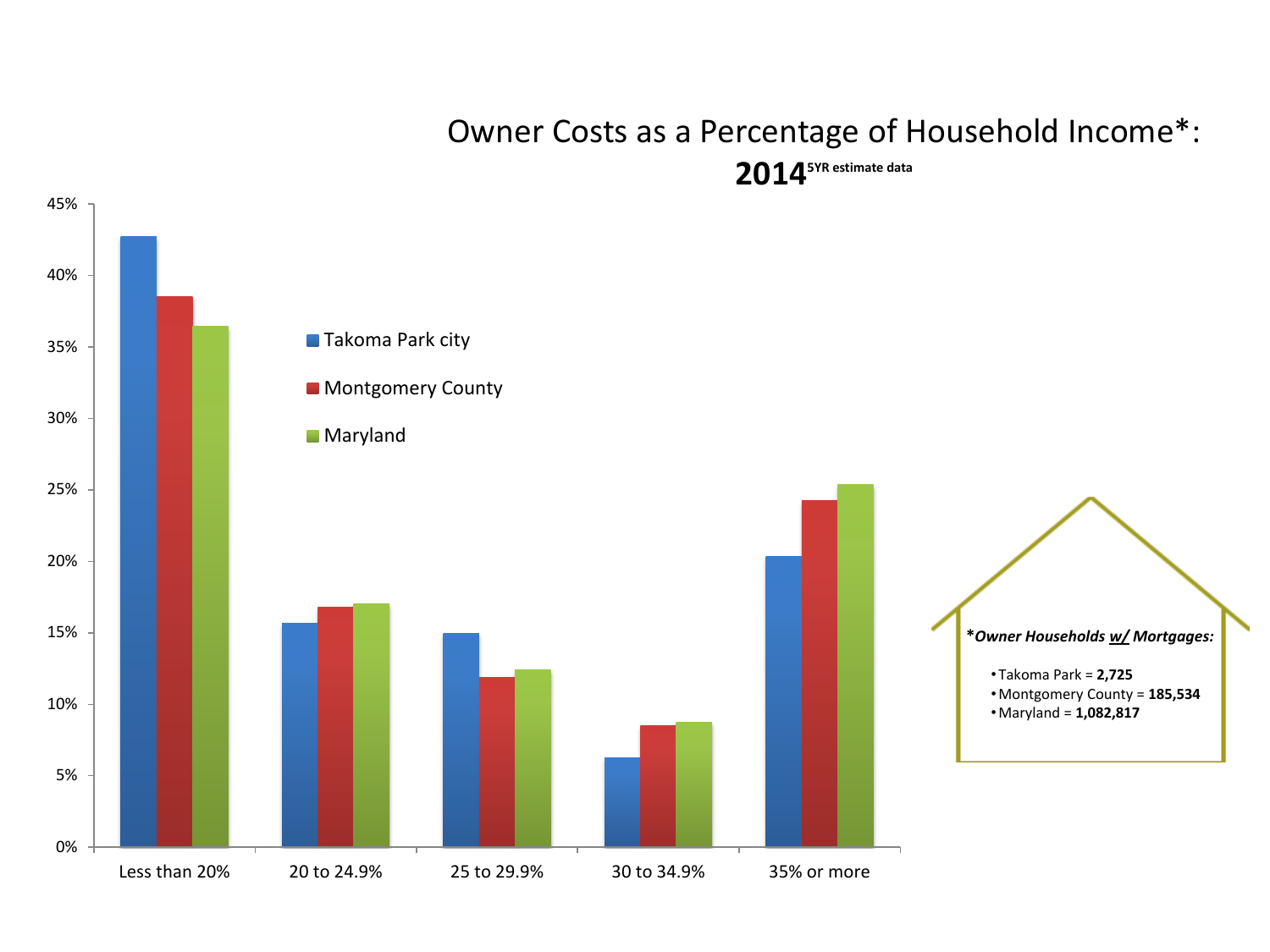# Owner Costs as a Percentage of Household Income*: 2014[5YR estimate data]

45%
40%
35%
30%
25%
20%
15%
10%
5%
0%

Less than 20%
20 to 24.9%
25 to 29.9%
30 to 34.9%
35% or more

Takoma Park city
Montgomery County
Maryland

***Owner Households w/ Mortgages:***

- Takoma Park = **2,725**
- Montgomery County = **185,534**
- Maryland = **1,082,817**